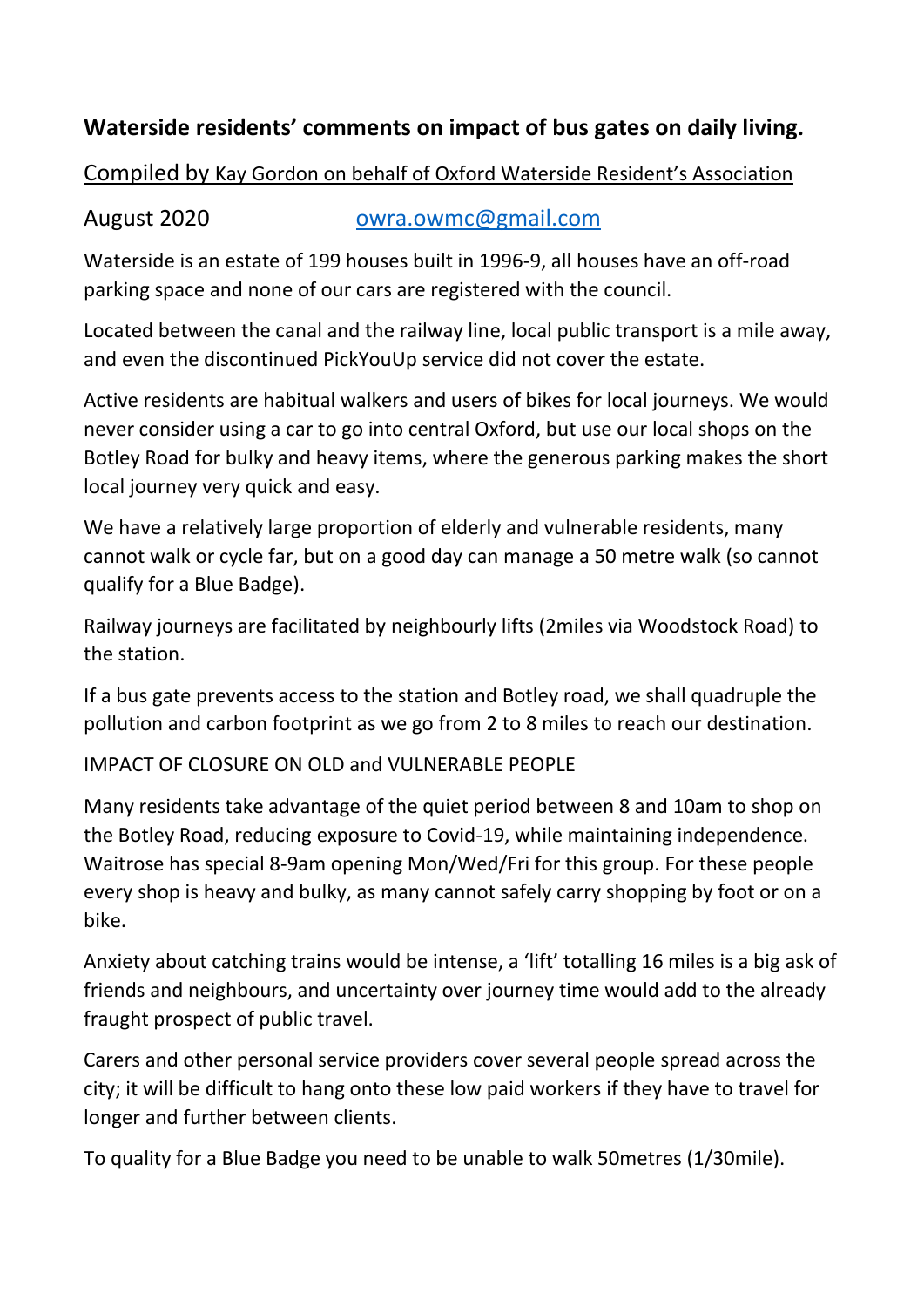# Waterside residents' comments on impact of bus gates on daily living.

Compiled by Kay Gordon on behalf of Oxford Waterside Resident's Association

August 2020 owra.owmc@gmail.com

Waterside is an estate of 199 houses built in 1996-9, all houses have an off-road parking space and none of our cars are registered with the council.

Located between the canal and the railway line, local public transport is a mile away, and even the discontinued PickYouUp service did not cover the estate.

Active residents are habitual walkers and users of bikes for local journeys. We would never consider using a car to go into central Oxford, but use our local shops on the Botley Road for bulky and heavy items, where the generous parking makes the short local journey very quick and easy.

We have a relatively large proportion of elderly and vulnerable residents, many cannot walk or cycle far, but on a good day can manage a 50 metre walk (so cannot qualify for a Blue Badge).

Railway journeys are facilitated by neighbourly lifts (2miles via Woodstock Road) to the station.

If a bus gate prevents access to the station and Botley road, we shall quadruple the pollution and carbon footprint as we go from 2 to 8 miles to reach our destination.

## IMPACT OF CLOSURE ON OLD and VULNERABLE PEOPLE

Many residents take advantage of the quiet period between 8 and 10am to shop on the Botley Road, reducing exposure to Covid-19, while maintaining independence. Waitrose has special 8-9am opening Mon/Wed/Fri for this group. For these people every shop is heavy and bulky, as many cannot safely carry shopping by foot or on a bike.

Anxiety about catching trains would be intense, a 'lift' totalling 16 miles is a big ask of friends and neighbours, and uncertainty over journey time would add to the already fraught prospect of public travel.

Carers and other personal service providers cover several people spread across the city; it will be difficult to hang onto these low paid workers if they have to travel for longer and further between clients.

To quality for a Blue Badge you need to be unable to walk 50metres (1/30mile).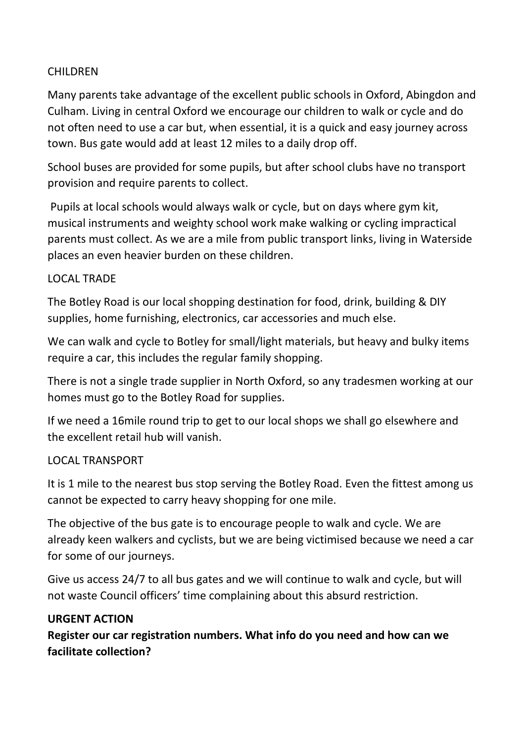CHILDREN

Many parents take advantage of the excellent public schools in Oxford, Abingdon and Culham. Living in central Oxford we encourage our children to walk or cycle and do not often need to use a car but, when essential, it is a quick and easy journey across town. Bus gate would add at least 12 miles to a daily drop off.

School buses are provided for some pupils, but after school clubs have no transport provision and require parents to collect.

Pupils at local schools would always walk or cycle, but on days where gym kit, musical instruments and weighty school work make walking or cycling impractical parents must collect. As we are a mile from public transport links, living in Waterside places an even heavier burden on these children.

LOCAL TRADE

The Botley Road is our local shopping destination for food, drink, building & DIY supplies, home furnishing, electronics, car accessories and much else.

We can walk and cycle to Botley for small/light materials, but heavy and bulky items require a car, this includes the regular family shopping.

There is not a single trade supplier in North Oxford, so any tradesmen working at our homes must go to the Botley Road for supplies.

If we need a 16mile round trip to get to our local shops we shall go elsewhere and the excellent retail hub will vanish.

LOCAL TRANSPORT

It is 1 mile to the nearest bus stop serving the Botley Road. Even the fittest among us cannot be expected to carry heavy shopping for one mile.

The objective of the bus gate is to encourage people to walk and cycle. We are already keen walkers and cyclists, but we are being victimised because we need a car for some of our journeys.

Give us access 24/7 to all bus gates and we will continue to walk and cycle, but will not waste Council officers' time complaining about this absurd restriction.

**URGENT ACTION**

**Register our car registration numbers. What info do you need and how can we facilitate collection?**